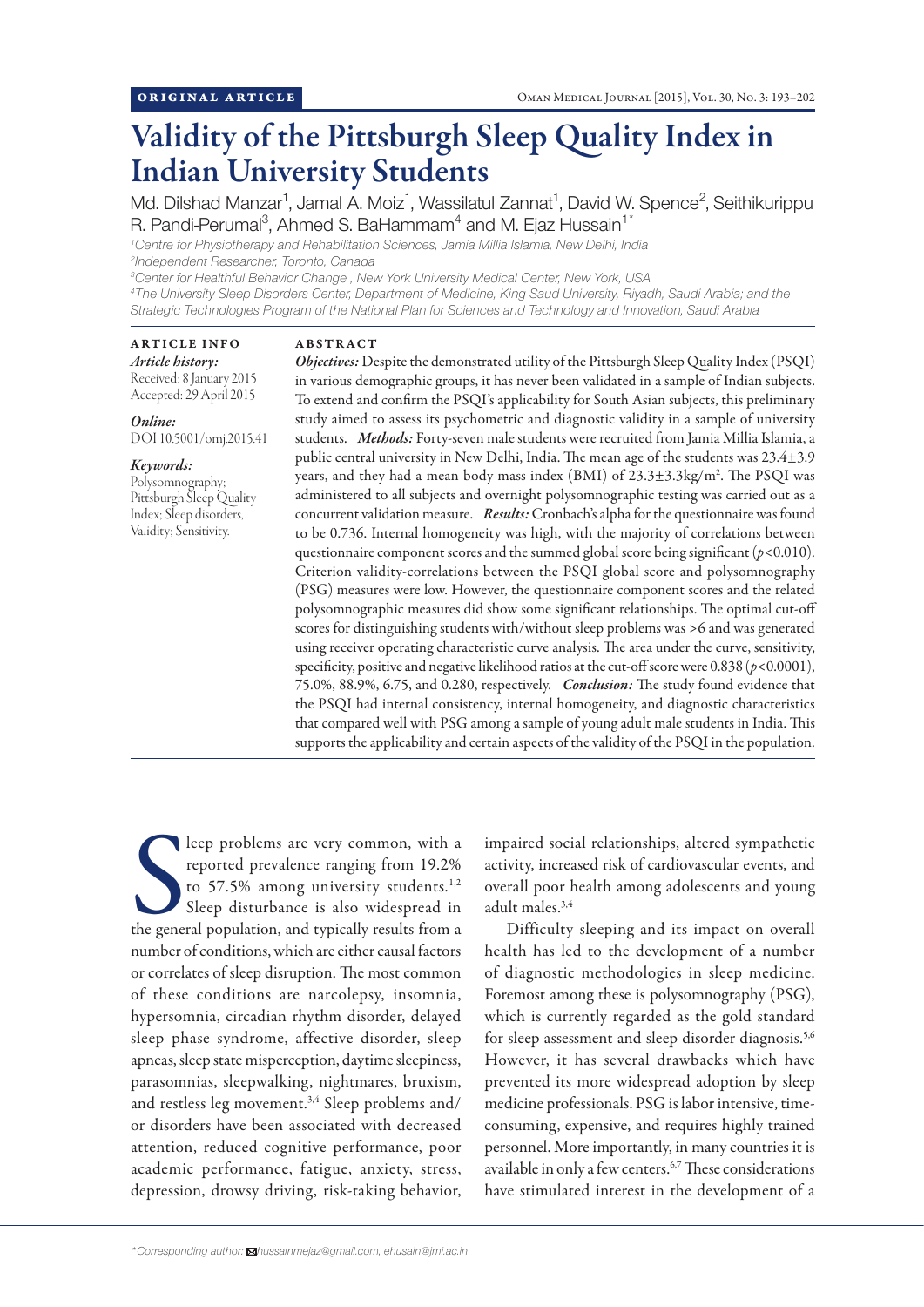ORIGINAL ARTICLE

# Validity of the Pittsburgh Sleep Quality Index in Indian University Students

Md. Dilshad Manzar[1], Jamal A. Moiz[1], Wassilatul Zannat[1], David W. Spence[2], Seithikurippu R. Pandi-Perumal[3], Ahmed S. BaHammam[4] and M. Ejaz Hussain[1*]

[1]Centre for Physiotherapy and Rehabilitation Sciences, Jamia Millia Islamia, New Delhi, India

[2]Independent Researcher, Toronto, Canada

[3]Center for Healthful Behavior Change , New York University Medical Center, New York, USA

[4]The University Sleep Disorders Center, Department of Medicine, King Saud University, Riyadh, Saudi Arabia; and the Strategic Technologies Program of the National Plan for Sciences and Technology and Innovation, Saudi Arabia

**ARTICLE INFO**

*Article history:*
Received: 8 January 2015
Accepted: 29 April 2015

*Online:*
DOI 10.5001/omj.2015.41

*Keywords:*
Polysomnography; Pittsburgh Sleep Quality Index; Sleep disorders, Validity; Sensitivity.

**ABSTRACT**

***Objectives:*** Despite the demonstrated utility of the Pittsburgh Sleep Quality Index (PSQI) in various demographic groups, it has never been validated in a sample of Indian subjects. To extend and confirm the PSQI's applicability for South Asian subjects, this preliminary study aimed to assess its psychometric and diagnostic validity in a sample of university students. ***Methods:*** Forty-seven male students were recruited from Jamia Millia Islamia, a public central university in New Delhi, India. The mean age of the students was 23.4±3.9 years, and they had a mean body mass index (BMI) of 23.3±3.3kg/m$^2$. The PSQI was administered to all subjects and overnight polysomnographic testing was carried out as a concurrent validation measure. ***Results:*** Cronbach's alpha for the questionnaire was found to be 0.736. Internal homogeneity was high, with the majority of correlations between questionnaire component scores and the summed global score being significant ($p<0.010$). Criterion validity-correlations between the PSQI global score and polysomnography (PSG) measures were low. However, the questionnaire component scores and the related polysomnographic measures did show some significant relationships. The optimal cut-off scores for distinguishing students with/without sleep problems was >6 and was generated using receiver operating characteristic curve analysis. The area under the curve, sensitivity, specificity, positive and negative likelihood ratios at the cut-off score were 0.838 ($p<0.0001$), 75.0%, 88.9%, 6.75, and 0.280, respectively. ***Conclusion:*** The study found evidence that the PSQI had internal consistency, internal homogeneity, and diagnostic characteristics that compared well with PSG among a sample of young adult male students in India. This supports the applicability and certain aspects of the validity of the PSQI in the population.

Sleep problems are very common, with a reported prevalence ranging from 19.2% to 57.5% among university students.[1,2] Sleep disturbance is also widespread in the general population, and typically results from a number of conditions, which are either causal factors or correlates of sleep disruption. The most common of these conditions are narcolepsy, insomnia, hypersomnia, circadian rhythm disorder, delayed sleep phase syndrome, affective disorder, sleep apneas, sleep state misperception, daytime sleepiness, parasomnias, sleepwalking, nightmares, bruxism, and restless leg movement.[3,4] Sleep problems and/or disorders have been associated with decreased attention, reduced cognitive performance, poor academic performance, fatigue, anxiety, stress, depression, drowsy driving, risk-taking behavior, impaired social relationships, altered sympathetic activity, increased risk of cardiovascular events, and overall poor health among adolescents and young adult males.[3,4]

Difficulty sleeping and its impact on overall health has led to the development of a number of diagnostic methodologies in sleep medicine. Foremost among these is polysomnography (PSG), which is currently regarded as the gold standard for sleep assessment and sleep disorder diagnosis.[5,6] However, it has several drawbacks which have prevented its more widespread adoption by sleep medicine professionals. PSG is labor intensive, time-consuming, expensive, and requires highly trained personnel. More importantly, in many countries it is available in only a few centers.[6,7] These considerations have stimulated interest in the development of a

*Corresponding author: hussainmejaz@gmail.com, ehusain@jmi.ac.in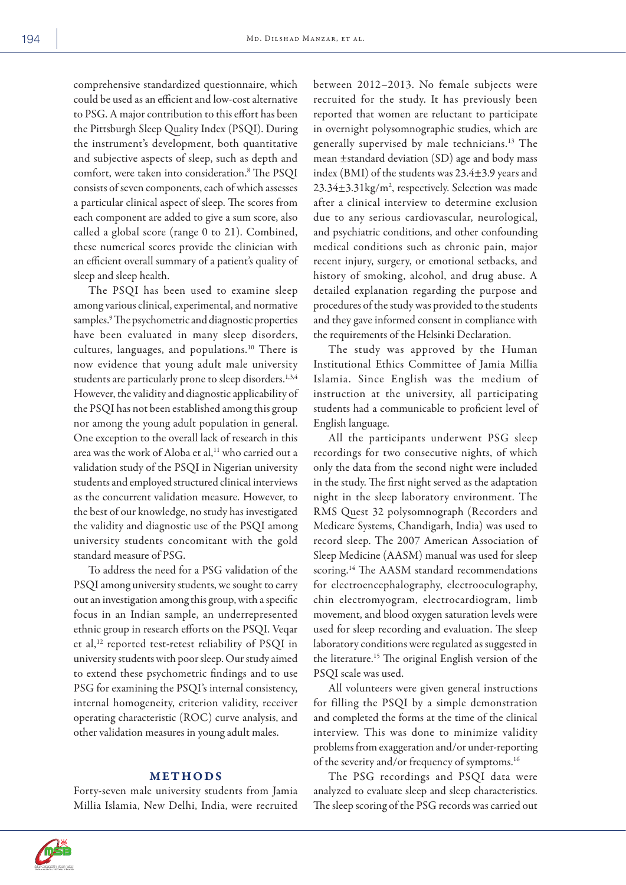comprehensive standardized questionnaire, which could be used as an efficient and low-cost alternative to PSG. A major contribution to this effort has been the Pittsburgh Sleep Quality Index (PSQI). During the instrument's development, both quantitative and subjective aspects of sleep, such as depth and comfort, were taken into consideration.[8] The PSQI consists of seven components, each of which assesses a particular clinical aspect of sleep. The scores from each component are added to give a sum score, also called a global score (range 0 to 21). Combined, these numerical scores provide the clinician with an efficient overall summary of a patient's quality of sleep and sleep health.

The PSQI has been used to examine sleep among various clinical, experimental, and normative samples.[9] The psychometric and diagnostic properties have been evaluated in many sleep disorders, cultures, languages, and populations.[10] There is now evidence that young adult male university students are particularly prone to sleep disorders.[1,3,4] However, the validity and diagnostic applicability of the PSQI has not been established among this group nor among the young adult population in general. One exception to the overall lack of research in this area was the work of Aloba et al,[11] who carried out a validation study of the PSQI in Nigerian university students and employed structured clinical interviews as the concurrent validation measure. However, to the best of our knowledge, no study has investigated the validity and diagnostic use of the PSQI among university students concomitant with the gold standard measure of PSG.

To address the need for a PSG validation of the PSQI among university students, we sought to carry out an investigation among this group, with a specific focus in an Indian sample, an underrepresented ethnic group in research efforts on the PSQI. Veqar et al,[12] reported test-retest reliability of PSQI in university students with poor sleep. Our study aimed to extend these psychometric findings and to use PSG for examining the PSQI's internal consistency, internal homogeneity, criterion validity, receiver operating characteristic (ROC) curve analysis, and other validation measures in young adult males.

## METHODS

Forty-seven male university students from Jamia Millia Islamia, New Delhi, India, were recruited between 2012–2013. No female subjects were recruited for the study. It has previously been reported that women are reluctant to participate in overnight polysomnographic studies, which are generally supervised by male technicians.[13] The mean ±standard deviation (SD) age and body mass index (BMI) of the students was 23.4±3.9 years and 23.34±3.31kg/m$^2$, respectively. Selection was made after a clinical interview to determine exclusion due to any serious cardiovascular, neurological, and psychiatric conditions, and other confounding medical conditions such as chronic pain, major recent injury, surgery, or emotional setbacks, and history of smoking, alcohol, and drug abuse. A detailed explanation regarding the purpose and procedures of the study was provided to the students and they gave informed consent in compliance with the requirements of the Helsinki Declaration.

The study was approved by the Human Institutional Ethics Committee of Jamia Millia Islamia. Since English was the medium of instruction at the university, all participating students had a communicable to proficient level of English language.

All the participants underwent PSG sleep recordings for two consecutive nights, of which only the data from the second night were included in the study. The first night served as the adaptation night in the sleep laboratory environment. The RMS Quest 32 polysomnograph (Recorders and Medicare Systems, Chandigarh, India) was used to record sleep. The 2007 American Association of Sleep Medicine (AASM) manual was used for sleep scoring.[14] The AASM standard recommendations for electroencephalography, electrooculography, chin electromyogram, electrocardiogram, limb movement, and blood oxygen saturation levels were used for sleep recording and evaluation. The sleep laboratory conditions were regulated as suggested in the literature.[15] The original English version of the PSQI scale was used.

All volunteers were given general instructions for filling the PSQI by a simple demonstration and completed the forms at the time of the clinical interview. This was done to minimize validity problems from exaggeration and/or under-reporting of the severity and/or frequency of symptoms.[16]

The PSG recordings and PSQI data were analyzed to evaluate sleep and sleep characteristics. The sleep scoring of the PSG records was carried out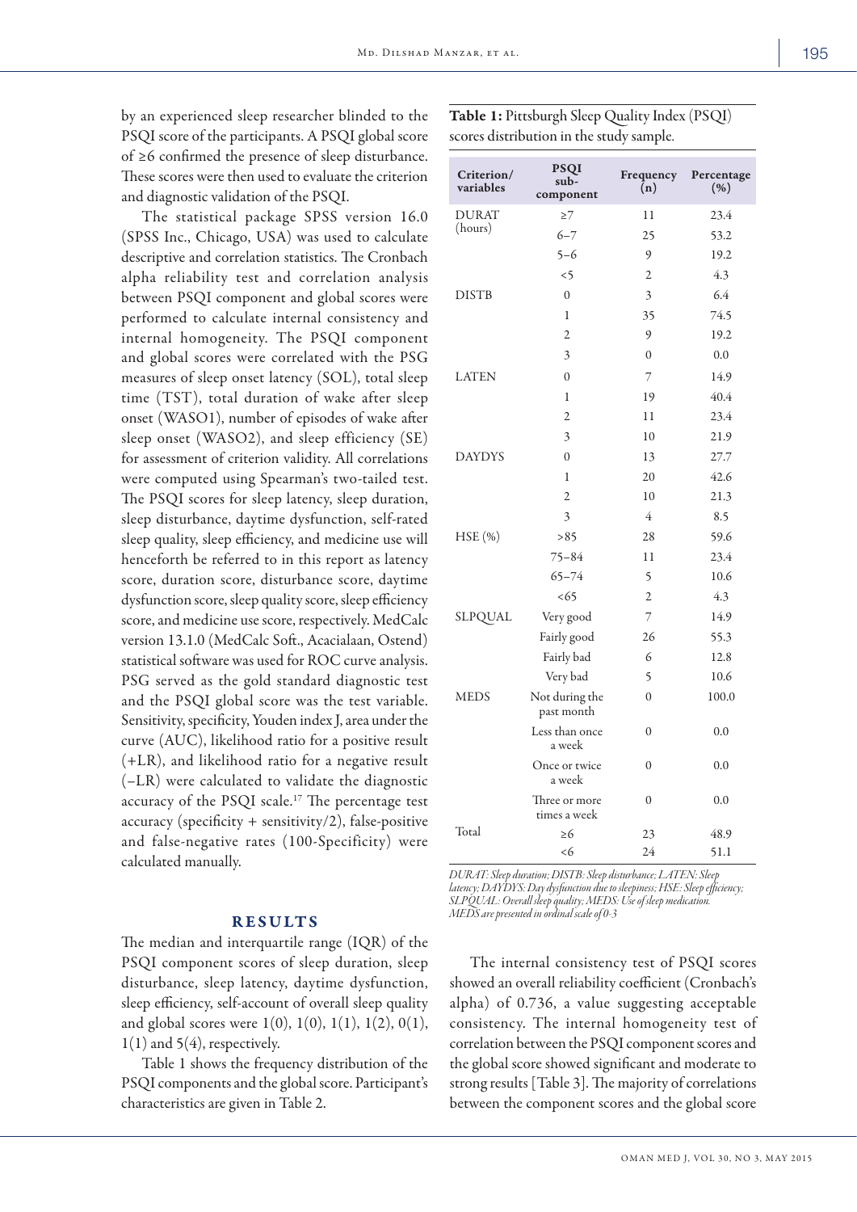by an experienced sleep researcher blinded to the PSQI score of the participants. A PSQI global score of ≥6 confirmed the presence of sleep disturbance. These scores were then used to evaluate the criterion and diagnostic validation of the PSQI.

The statistical package SPSS version 16.0 (SPSS Inc., Chicago, USA) was used to calculate descriptive and correlation statistics. The Cronbach alpha reliability test and correlation analysis between PSQI component and global scores were performed to calculate internal consistency and internal homogeneity. The PSQI component and global scores were correlated with the PSG measures of sleep onset latency (SOL), total sleep time (TST), total duration of wake after sleep onset (WASO1), number of episodes of wake after sleep onset (WASO2), and sleep efficiency (SE) for assessment of criterion validity. All correlations were computed using Spearman's two-tailed test. The PSQI scores for sleep latency, sleep duration, sleep disturbance, daytime dysfunction, self-rated sleep quality, sleep efficiency, and medicine use will henceforth be referred to in this report as latency score, duration score, disturbance score, daytime dysfunction score, sleep quality score, sleep efficiency score, and medicine use score, respectively. MedCalc version 13.1.0 (MedCalc Soft., Acacialaan, Ostend) statistical software was used for ROC curve analysis. PSG served as the gold standard diagnostic test and the PSQI global score was the test variable. Sensitivity, specificity, Youden index J, area under the curve (AUC), likelihood ratio for a positive result (+LR), and likelihood ratio for a negative result (−LR) were calculated to validate the diagnostic accuracy of the PSQI scale.[17] The percentage test accuracy (specificity + sensitivity/2), false-positive and false-negative rates (100-Specificity) were calculated manually.

## RESULTS

The median and interquartile range (IQR) of the PSQI component scores of sleep duration, sleep disturbance, sleep latency, daytime dysfunction, sleep efficiency, self-account of overall sleep quality and global scores were 1(0), 1(0), 1(1), 1(2), 0(1), 1(1) and 5(4), respectively.

Table 1 shows the frequency distribution of the PSQI components and the global score. Participant's characteristics are given in Table 2.

**Table 1:** Pittsburgh Sleep Quality Index (PSQI) scores distribution in the study sample.

| Criterion/ variables | PSQI sub-component | Frequency (n) | Percentage (%) |
|---|---|---|---|
| DURAT (hours) | ≥7 | 11 | 23.4 |
| | 6–7 | 25 | 53.2 |
| | 5–6 | 9 | 19.2 |
| | <5 | 2 | 4.3 |
| DISTB | 0 | 3 | 6.4 |
| | 1 | 35 | 74.5 |
| | 2 | 9 | 19.2 |
| | 3 | 0 | 0.0 |
| LATEN | 0 | 7 | 14.9 |
| | 1 | 19 | 40.4 |
| | 2 | 11 | 23.4 |
| | 3 | 10 | 21.9 |
| DAYDYS | 0 | 13 | 27.7 |
| | 1 | 20 | 42.6 |
| | 2 | 10 | 21.3 |
| | 3 | 4 | 8.5 |
| HSE (%) | >85 | 28 | 59.6 |
| | 75–84 | 11 | 23.4 |
| | 65–74 | 5 | 10.6 |
| | <65 | 2 | 4.3 |
| SLPQUAL | Very good | 7 | 14.9 |
| | Fairly good | 26 | 55.3 |
| | Fairly bad | 6 | 12.8 |
| | Very bad | 5 | 10.6 |
| MEDS | Not during the past month | 0 | 100.0 |
| | Less than once a week | 0 | 0.0 |
| | Once or twice a week | 0 | 0.0 |
| | Three or more times a week | 0 | 0.0 |
| Total | ≥6 | 23 | 48.9 |
| | <6 | 24 | 51.1 |

*DURAT: Sleep duration; DISTB: Sleep disturbance; LATEN: Sleep latency; DAYDYS: Day dysfunction due to sleepiness; HSE: Sleep efficiency; SLPQUAL: Overall sleep quality; MEDS: Use of sleep medication. MEDS are presented in ordinal scale of 0-3*

The internal consistency test of PSQI scores showed an overall reliability coefficient (Cronbach's alpha) of 0.736, a value suggesting acceptable consistency. The internal homogeneity test of correlation between the PSQI component scores and the global score showed significant and moderate to strong results [Table 3]. The majority of correlations between the component scores and the global score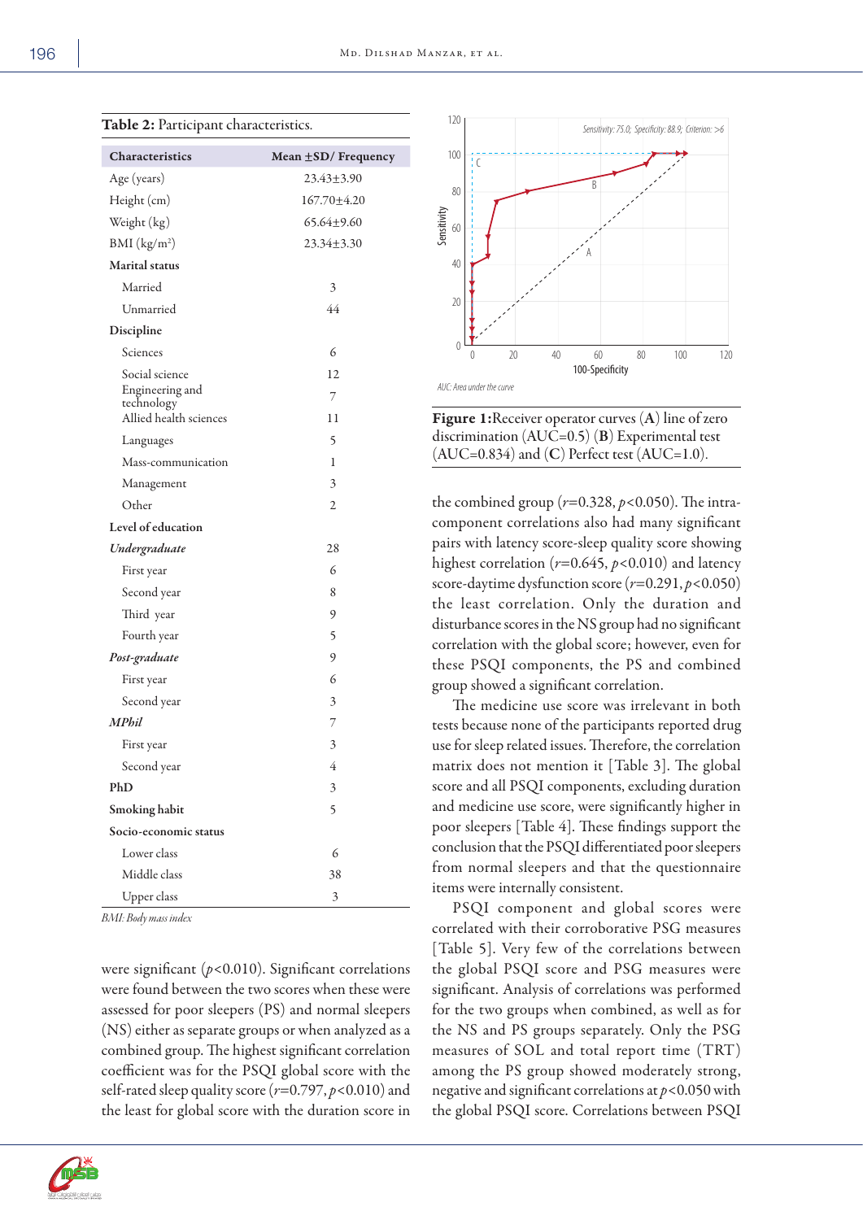**Table 2:** Participant characteristics.

| Characteristics | Mean ±SD/ Frequency |
|---|---|
| Age (years) | 23.43±3.90 |
| Height (cm) | 167.70±4.20 |
| Weight (kg) | 65.64±9.60 |
| BMI (kg/m$^2$) | 23.34±3.30 |
| **Marital status** | |
| Married | 3 |
| Unmarried | 44 |
| **Discipline** | |
| Sciences | 6 |
| Social science | 12 |
| Engineering and technology | 7 |
| Allied health sciences | 11 |
| Languages | 5 |
| Mass-communication | 1 |
| Management | 3 |
| Other | 2 |
| **Level of education** | |
| ***Undergraduate*** | 28 |
| First year | 6 |
| Second year | 8 |
| Third year | 9 |
| Fourth year | 5 |
| ***Post-graduate*** | 9 |
| First year | 6 |
| Second year | 3 |
| ***MPhil*** | 7 |
| First year | 3 |
| Second year | 4 |
| **PhD** | 3 |
| **Smoking habit** | 5 |
| **Socio-economic status** | |
| Lower class | 6 |
| Middle class | 38 |
| Upper class | 3 |

*BMI: Body mass index*

were significant ($p$<0.010). Significant correlations were found between the two scores when these were assessed for poor sleepers (PS) and normal sleepers (NS) either as separate groups or when analyzed as a combined group. The highest significant correlation coefficient was for the PSQI global score with the self-rated sleep quality score ($r$=0.797, $p$<0.010) and the least for global score with the duration score in the combined group ($r$=0.328, $p$<0.050). The intra-component correlations also had many significant pairs with latency score-sleep quality score showing highest correlation ($r$=0.645, $p$<0.010) and latency score-daytime dysfunction score ($r$=0.291, $p$<0.050) the least correlation. Only the duration and disturbance scores in the NS group had no significant correlation with the global score; however, even for these PSQI components, the PS and combined group showed a significant correlation.

**Figure 1:** Receiver operator curves (**A**) line of zero discrimination (AUC=0.5) (**B**) Experimental test (AUC=0.834) and (**C**) Perfect test (AUC=1.0).

*AUC: Area under the curve*

The medicine use score was irrelevant in both tests because none of the participants reported drug use for sleep related issues. Therefore, the correlation matrix does not mention it [Table 3]. The global score and all PSQI components, excluding duration and medicine use score, were significantly higher in poor sleepers [Table 4]. These findings support the conclusion that the PSQI differentiated poor sleepers from normal sleepers and that the questionnaire items were internally consistent.

PSQI component and global scores were correlated with their corroborative PSG measures [Table 5]. Very few of the correlations between the global PSQI score and PSG measures were significant. Analysis of correlations was performed for the two groups when combined, as well as for the NS and PS groups separately. Only the PSG measures of SOL and total report time (TRT) among the PS group showed moderately strong, negative and significant correlations at $p$<0.050 with the global PSQI score. Correlations between PSQI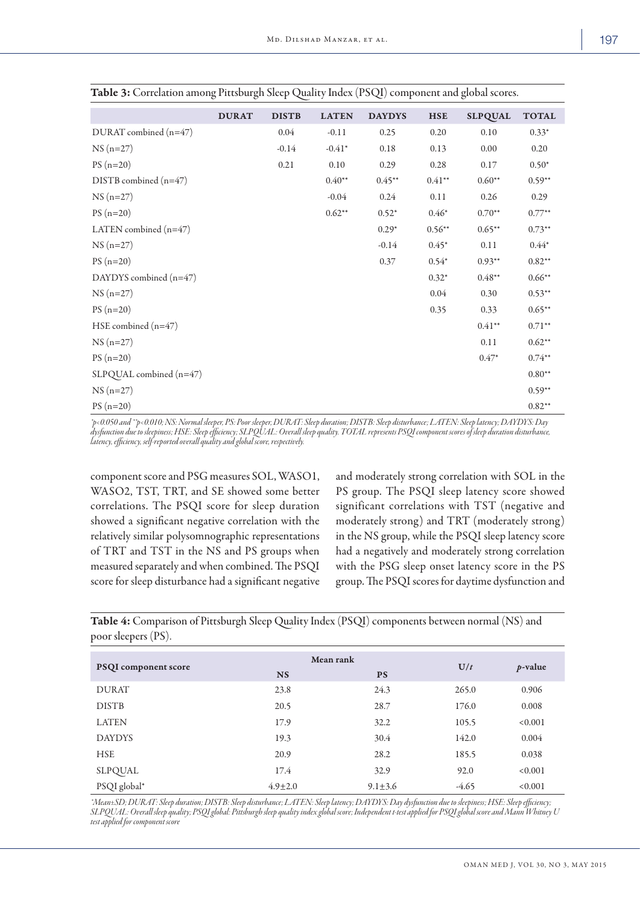**Table 3:** Correlation among Pittsburgh Sleep Quality Index (PSQI) component and global scores.

| | DURAT | DISTB | LATEN | DAYDYS | HSE | SLPQUAL | TOTAL |
|---|---|---|---|---|---|---|---|
| DURAT combined (n=47) | | 0.04 | -0.11 | 0.25 | 0.20 | 0.10 | 0.33* |
| NS (n=27) | | -0.14 | -0.41* | 0.18 | 0.13 | 0.00 | 0.20 |
| PS (n=20) | | 0.21 | 0.10 | 0.29 | 0.28 | 0.17 | 0.50* |
| DISTB combined (n=47) | | | 0.40** | 0.45** | 0.41** | 0.60** | 0.59** |
| NS (n=27) | | | -0.04 | 0.24 | 0.11 | 0.26 | 0.29 |
| PS (n=20) | | | 0.62** | 0.52* | 0.46* | 0.70** | 0.77** |
| LATEN combined (n=47) | | | | 0.29* | 0.56** | 0.65** | 0.73** |
| NS (n=27) | | | | -0.14 | 0.45* | 0.11 | 0.44* |
| PS (n=20) | | | | 0.37 | 0.54* | 0.93** | 0.82** |
| DAYDYS combined (n=47) | | | | | 0.32* | 0.48** | 0.66** |
| NS (n=27) | | | | | 0.04 | 0.30 | 0.53** |
| PS (n=20) | | | | | 0.35 | 0.33 | 0.65** |
| HSE combined (n=47) | | | | | | 0.41** | 0.71** |
| NS (n=27) | | | | | | 0.11 | 0.62** |
| PS (n=20) | | | | | | 0.47* | 0.74** |
| SLPQUAL combined (n=47) | | | | | | | 0.80** |
| NS (n=27) | | | | | | | 0.59** |
| PS (n=20) | | | | | | | 0.82** |

*$p<0.050$ and **$p<0.010$; NS: Normal sleeper, PS: Poor sleeper, DURAT: Sleep duration; DISTB: Sleep disturbance; LATEN: Sleep latency; DAYDYS: Day dysfunction due to sleepiness; HSE: Sleep efficiency; SLPQUAL: Overall sleep quality. TOTAL represents PSQI component scores of sleep duration disturbance, latency, efficiency, self-reported overall quality and global score, respectively.

component score and PSG measures SOL, WASO1, WASO2, TST, TRT, and SE showed some better correlations. The PSQI score for sleep duration showed a significant negative correlation with the relatively similar polysomnographic representations of TRT and TST in the NS and PS groups when measured separately and when combined. The PSQI score for sleep disturbance had a significant negative and moderately strong correlation with SOL in the PS group. The PSQI sleep latency score showed significant correlations with TST (negative and moderately strong) and TRT (moderately strong) in the NS group, while the PSQI sleep latency score had a negatively and moderately strong correlation with the PSG sleep onset latency score in the PS group. The PSQI scores for daytime dysfunction and

**Table 4:** Comparison of Pittsburgh Sleep Quality Index (PSQI) components between normal (NS) and poor sleepers (PS).

| PSQI component score | Mean rank | | U/t | p-value |
|---|---|---|---|---|
| | NS | PS | | |
| DURAT | 23.8 | 24.3 | 265.0 | 0.906 |
| DISTB | 20.5 | 28.7 | 176.0 | 0.008 |
| LATEN | 17.9 | 32.2 | 105.5 | <0.001 |
| DAYDYS | 19.3 | 30.4 | 142.0 | 0.004 |
| HSE | 20.9 | 28.2 | 185.5 | 0.038 |
| SLPQUAL | 17.4 | 32.9 | 92.0 | <0.001 |
| PSQI global* | 4.9±2.0 | 9.1±3.6 | -4.65 | <0.001 |

*Mean±SD; DURAT: Sleep duration; DISTB: Sleep disturbance; LATEN: Sleep latency; DAYDYS: Day dysfunction due to sleepiness; HSE: Sleep efficiency; SLPQUAL: Overall sleep quality; PSQI global: Pittsburgh sleep quality index global score; Independent t-test applied for PSQI global score and Mann Whitney U test applied for component score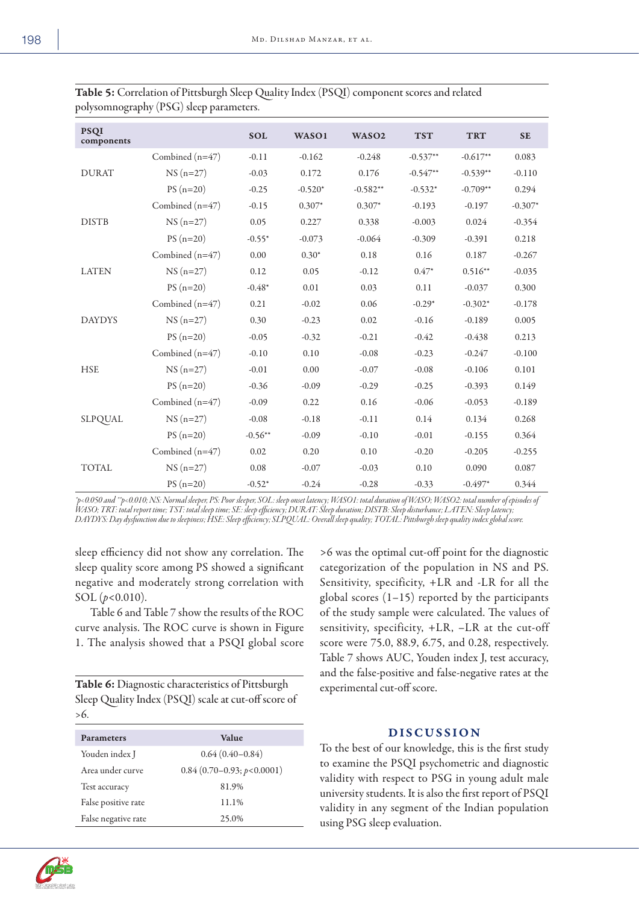**Table 5:** Correlation of Pittsburgh Sleep Quality Index (PSQI) component scores and related polysomnography (PSG) sleep parameters.

| PSQI components | | SOL | WASO1 | WASO2 | TST | TRT | SE |
|---|---|---|---|---|---|---|---|
| DURAT | Combined (n=47) | -0.11 | -0.162 | -0.248 | -0.537** | -0.617** | 0.083 |
| | NS (n=27) | -0.03 | 0.172 | 0.176 | -0.547** | -0.539** | -0.110 |
| | PS (n=20) | -0.25 | -0.520* | -0.582** | -0.532* | -0.709** | 0.294 |
| DISTB | Combined (n=47) | -0.15 | 0.307* | 0.307* | -0.193 | -0.197 | -0.307* |
| | NS (n=27) | 0.05 | 0.227 | 0.338 | -0.003 | 0.024 | -0.354 |
| | PS (n=20) | -0.55* | -0.073 | -0.064 | -0.309 | -0.391 | 0.218 |
| LATEN | Combined (n=47) | 0.00 | 0.30* | 0.18 | 0.16 | 0.187 | -0.267 |
| | NS (n=27) | 0.12 | 0.05 | -0.12 | 0.47* | 0.516** | -0.035 |
| | PS (n=20) | -0.48* | 0.01 | 0.03 | 0.11 | -0.037 | 0.300 |
| DAYDYS | Combined (n=47) | 0.21 | -0.02 | 0.06 | -0.29* | -0.302* | -0.178 |
| | NS (n=27) | 0.30 | -0.23 | 0.02 | -0.16 | -0.189 | 0.005 |
| | PS (n=20) | -0.05 | -0.32 | -0.21 | -0.42 | -0.438 | 0.213 |
| HSE | Combined (n=47) | -0.10 | 0.10 | -0.08 | -0.23 | -0.247 | -0.100 |
| | NS (n=27) | -0.01 | 0.00 | -0.07 | -0.08 | -0.106 | 0.101 |
| | PS (n=20) | -0.36 | -0.09 | -0.29 | -0.25 | -0.393 | 0.149 |
| SLPQUAL | Combined (n=47) | -0.09 | 0.22 | 0.16 | -0.06 | -0.053 | -0.189 |
| | NS (n=27) | -0.08 | -0.18 | -0.11 | 0.14 | 0.134 | 0.268 |
| | PS (n=20) | -0.56** | -0.09 | -0.10 | -0.01 | -0.155 | 0.364 |
| TOTAL | Combined (n=47) | 0.02 | 0.20 | 0.10 | -0.20 | -0.205 | -0.255 |
| | NS (n=27) | 0.08 | -0.07 | -0.03 | 0.10 | 0.090 | 0.087 |
| | PS (n=20) | -0.52* | -0.24 | -0.28 | -0.33 | -0.497* | 0.344 |

*$p<0.050$ and **$p<0.010$; NS: Normal sleeper; PS: Poor sleeper; SOL: sleep onset latency; WASO1: total duration of WASO; WASO2: total number of episodes of WASO; TRT: total report time; TST: total sleep time; SE: sleep efficiency; DURAT: Sleep duration; DISTB: Sleep disturbance; LATEN: Sleep latency; DAYDYS: Day dysfunction due to sleepiness; HSE: Sleep efficiency; SLPQUAL: Overall sleep quality; TOTAL: Pittsburgh sleep quality index global score.

sleep efficiency did not show any correlation. The sleep quality score among PS showed a significant negative and moderately strong correlation with SOL ($p<0.010$).

Table 6 and Table 7 show the results of the ROC curve analysis. The ROC curve is shown in Figure 1. The analysis showed that a PSQI global score >6 was the optimal cut-off point for the diagnostic categorization of the population in NS and PS. Sensitivity, specificity, +LR and -LR for all the global scores (1–15) reported by the participants of the study sample were calculated. The values of sensitivity, specificity, +LR, –LR at the cut-off score were 75.0, 88.9, 6.75, and 0.28, respectively. Table 7 shows AUC, Youden index J, test accuracy, and the false-positive and false-negative rates at the experimental cut-off score.

**Table 6:** Diagnostic characteristics of Pittsburgh Sleep Quality Index (PSQI) scale at cut-off score of >6.

| Parameters | Value |
|---|---|
| Youden index J | 0.64 (0.40–0.84) |
| Area under curve | 0.84 (0.70–0.93; $p<0.0001$) |
| Test accuracy | 81.9% |
| False positive rate | 11.1% |
| False negative rate | 25.0% |

## DISCUSSION

To the best of our knowledge, this is the first study to examine the PSQI psychometric and diagnostic validity with respect to PSG in young adult male university students. It is also the first report of PSQI validity in any segment of the Indian population using PSG sleep evaluation.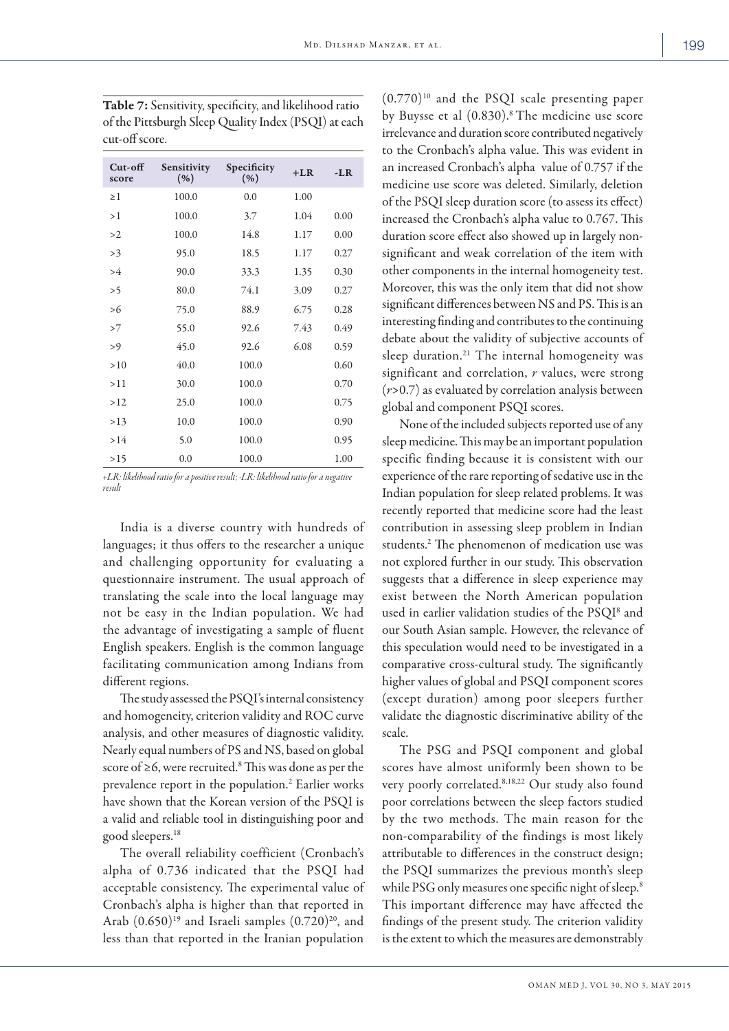**Table 7:** Sensitivity, specificity, and likelihood ratio of the Pittsburgh Sleep Quality Index (PSQI) at each cut-off score.

| Cut-off score | Sensitivity (%) | Specificity (%) | +LR | -LR |
|---|---|---|---|---|
| ≥1 | 100.0 | 0.0 | 1.00 | |
| >1 | 100.0 | 3.7 | 1.04 | 0.00 |
| >2 | 100.0 | 14.8 | 1.17 | 0.00 |
| >3 | 95.0 | 18.5 | 1.17 | 0.27 |
| >4 | 90.0 | 33.3 | 1.35 | 0.30 |
| >5 | 80.0 | 74.1 | 3.09 | 0.27 |
| >6 | 75.0 | 88.9 | 6.75 | 0.28 |
| >7 | 55.0 | 92.6 | 7.43 | 0.49 |
| >9 | 45.0 | 92.6 | 6.08 | 0.59 |
| >10 | 40.0 | 100.0 | | 0.60 |
| >11 | 30.0 | 100.0 | | 0.70 |
| >12 | 25.0 | 100.0 | | 0.75 |
| >13 | 10.0 | 100.0 | | 0.90 |
| >14 | 5.0 | 100.0 | | 0.95 |
| >15 | 0.0 | 100.0 | | 1.00 |

*+LR: likelihood ratio for a positive result; -LR: likelihood ratio for a negative result*

India is a diverse country with hundreds of languages; it thus offers to the researcher a unique and challenging opportunity for evaluating a questionnaire instrument. The usual approach of translating the scale into the local language may not be easy in the Indian population. We had the advantage of investigating a sample of fluent English speakers. English is the common language facilitating communication among Indians from different regions.

The study assessed the PSQI's internal consistency and homogeneity, criterion validity and ROC curve analysis, and other measures of diagnostic validity. Nearly equal numbers of PS and NS, based on global score of ≥6, were recruited.[8] This was done as per the prevalence report in the population.[2] Earlier works have shown that the Korean version of the PSQI is a valid and reliable tool in distinguishing poor and good sleepers.[18]

The overall reliability coefficient (Cronbach's alpha of 0.736 indicated that the PSQI had acceptable consistency. The experimental value of Cronbach's alpha is higher than that reported in Arab (0.650)[19] and Israeli samples (0.720)[20], and less than that reported in the Iranian population (0.770)[10] and the PSQI scale presenting paper by Buysse et al (0.830).[8] The medicine use score irrelevance and duration score contributed negatively to the Cronbach's alpha value. This was evident in an increased Cronbach's alpha value of 0.757 if the medicine use score was deleted. Similarly, deletion of the PSQI sleep duration score (to assess its effect) increased the Cronbach's alpha value to 0.767. This duration score effect also showed up in largely non-significant and weak correlation of the item with other components in the internal homogeneity test. Moreover, this was the only item that did not show significant differences between NS and PS. This is an interesting finding and contributes to the continuing debate about the validity of subjective accounts of sleep duration.[21] The internal homogeneity was significant and correlation, $r$ values, were strong ($r$>0.7) as evaluated by correlation analysis between global and component PSQI scores.

None of the included subjects reported use of any sleep medicine. This may be an important population specific finding because it is consistent with our experience of the rare reporting of sedative use in the Indian population for sleep related problems. It was recently reported that medicine score had the least contribution in assessing sleep problem in Indian students.[2] The phenomenon of medication use was not explored further in our study. This observation suggests that a difference in sleep experience may exist between the North American population used in earlier validation studies of the PSQI[8] and our South Asian sample. However, the relevance of this speculation would need to be investigated in a comparative cross-cultural study. The significantly higher values of global and PSQI component scores (except duration) among poor sleepers further validate the diagnostic discriminative ability of the scale.

The PSG and PSQI component and global scores have almost uniformly been shown to be very poorly correlated.[8,18,22] Our study also found poor correlations between the sleep factors studied by the two methods. The main reason for the non-comparability of the findings is most likely attributable to differences in the construct design; the PSQI summarizes the previous month's sleep while PSG only measures one specific night of sleep.[8] This important difference may have affected the findings of the present study. The criterion validity is the extent to which the measures are demonstrably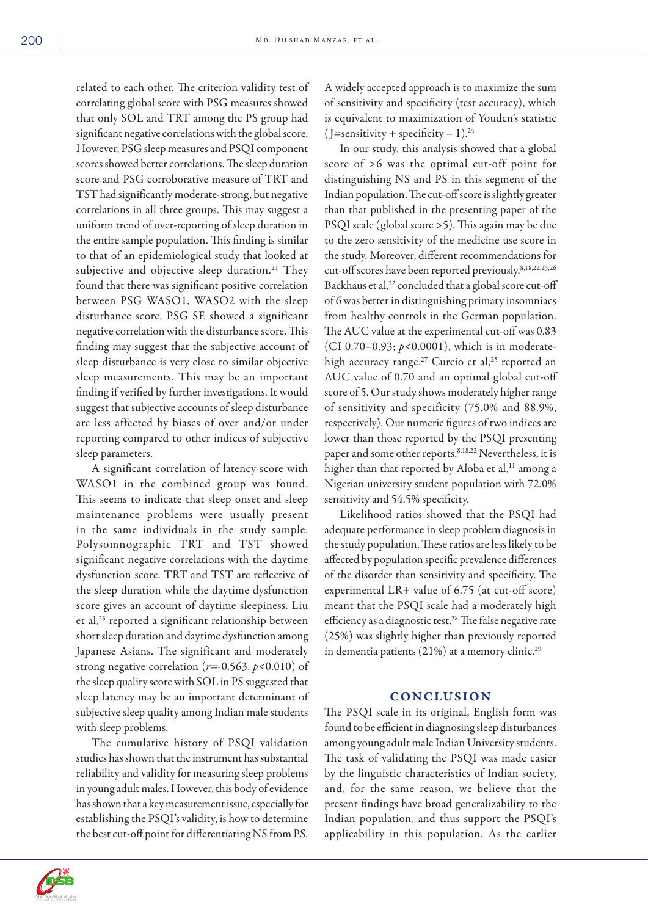related to each other. The criterion validity test of correlating global score with PSG measures showed that only SOL and TRT among the PS group had significant negative correlations with the global score. However, PSG sleep measures and PSQI component scores showed better correlations. The sleep duration score and PSG corroborative measure of TRT and TST had significantly moderate-strong, but negative correlations in all three groups. This may suggest a uniform trend of over-reporting of sleep duration in the entire sample population. This finding is similar to that of an epidemiological study that looked at subjective and objective sleep duration.[21] They found that there was significant positive correlation between PSG WASO1, WASO2 with the sleep disturbance score. PSG SE showed a significant negative correlation with the disturbance score. This finding may suggest that the subjective account of sleep disturbance is very close to similar objective sleep measurements. This may be an important finding if verified by further investigations. It would suggest that subjective accounts of sleep disturbance are less affected by biases of over and/or under reporting compared to other indices of subjective sleep parameters.

A significant correlation of latency score with WASO1 in the combined group was found. This seems to indicate that sleep onset and sleep maintenance problems were usually present in the same individuals in the study sample. Polysomnographic TRT and TST showed significant negative correlations with the daytime dysfunction score. TRT and TST are reflective of the sleep duration while the daytime dysfunction score gives an account of daytime sleepiness. Liu et al,[23] reported a significant relationship between short sleep duration and daytime dysfunction among Japanese Asians. The significant and moderately strong negative correlation ($r$=-0.563, $p$<0.010) of the sleep quality score with SOL in PS suggested that sleep latency may be an important determinant of subjective sleep quality among Indian male students with sleep problems.

The cumulative history of PSQI validation studies has shown that the instrument has substantial reliability and validity for measuring sleep problems in young adult males. However, this body of evidence has shown that a key measurement issue, especially for establishing the PSQI's validity, is how to determine the best cut-off point for differentiating NS from PS. A widely accepted approach is to maximize the sum of sensitivity and specificity (test accuracy), which is equivalent to maximization of Youden's statistic (J=sensitivity + specificity – 1).[24]

In our study, this analysis showed that a global score of >6 was the optimal cut-off point for distinguishing NS and PS in this segment of the Indian population. The cut-off score is slightly greater than that published in the presenting paper of the PSQI scale (global score >5). This again may be due to the zero sensitivity of the medicine use score in the study. Moreover, different recommendations for cut-off scores have been reported previously.[8,18,22,25,26] Backhaus et al,[22] concluded that a global score cut-off of 6 was better in distinguishing primary insomniacs from healthy controls in the German population. The AUC value at the experimental cut-off was 0.83 (CI 0.70–0.93; $p$<0.0001), which is in moderate-high accuracy range.[27] Curcio et al,[25] reported an AUC value of 0.70 and an optimal global cut-off score of 5. Our study shows moderately higher range of sensitivity and specificity (75.0% and 88.9%, respectively). Our numeric figures of two indices are lower than those reported by the PSQI presenting paper and some other reports.[8,18,22] Nevertheless, it is higher than that reported by Aloba et al,[11] among a Nigerian university student population with 72.0% sensitivity and 54.5% specificity.

Likelihood ratios showed that the PSQI had adequate performance in sleep problem diagnosis in the study population. These ratios are less likely to be affected by population specific prevalence differences of the disorder than sensitivity and specificity. The experimental LR+ value of 6.75 (at cut-off score) meant that the PSQI scale had a moderately high efficiency as a diagnostic test.[28] The false negative rate (25%) was slightly higher than previously reported in dementia patients (21%) at a memory clinic.[29]

## CONCLUSION

The PSQI scale in its original, English form was found to be efficient in diagnosing sleep disturbances among young adult male Indian University students. The task of validating the PSQI was made easier by the linguistic characteristics of Indian society, and, for the same reason, we believe that the present findings have broad generalizability to the Indian population, and thus support the PSQI's applicability in this population. As the earlier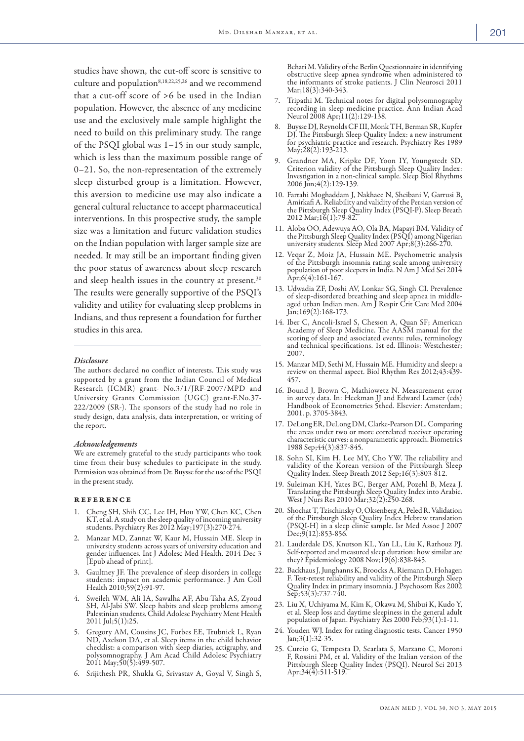studies have shown, the cut-off score is sensitive to culture and population[8,18,22,25,26] and we recommend that a cut-off score of >6 be used in the Indian population. However, the absence of any medicine use and the exclusively male sample highlight the need to build on this preliminary study. The range of the PSQI global was 1–15 in our study sample, which is less than the maximum possible range of 0–21. So, the non-representation of the extremely sleep disturbed group is a limitation. However, this aversion to medicine use may also indicate a general cultural reluctance to accept pharmaceutical interventions. In this prospective study, the sample size was a limitation and future validation studies on the Indian population with larger sample size are needed. It may still be an important finding given the poor status of awareness about sleep research and sleep health issues in the country at present.[30] The results were generally supportive of the PSQI's validity and utility for evaluating sleep problems in Indians, and thus represent a foundation for further studies in this area.

### *Disclosure*

The authors declared no conflict of interests. This study was supported by a grant from the Indian Council of Medical Research (ICMR) grant- No.3/1/JRF-2007/MPD and University Grants Commission (UGC) grant-F.No.37-222/2009 (SR-). The sponsors of the study had no role in study design, data analysis, data interpretation, or writing of the report.

### *Acknowledgements*

We are extremely grateful to the study participants who took time from their busy schedules to participate in the study. Permission was obtained from Dr. Buysse for the use of the PSQI in the present study.

## REFERENCE

1. Cheng SH, Shih CC, Lee IH, Hou YW, Chen KC, Chen KT, et al. A study on the sleep quality of incoming university students. Psychiatry Res 2012 May;197(3):270-274.
2. Manzar MD, Zannat W, Kaur M, Hussain ME. Sleep in university students across years of university education and gender influences. Int J Adolesc Med Health. 2014 Dec 3 [Epub ahead of print].
3. Gaultney JF. The prevalence of sleep disorders in college students: impact on academic performance. J Am Coll Health 2010;59(2):91-97.
4. Sweileh WM, Ali IA, Sawalha AF, Abu-Taha AS, Zyoud SH, Al-Jabi SW. Sleep habits and sleep problems among Palestinian students. Child Adolesc Psychiatry Ment Health 2011 Jul;5(1):25.
5. Gregory AM, Cousins JC, Forbes EE, Trubnick L, Ryan ND, Axelson DA, et al. Sleep items in the child behavior checklist: a comparison with sleep diaries, actigraphy, and polysomnography. J Am Acad Child Adolesc Psychiatry 2011 May;50(5):499-507.
6. Srijithesh PR, Shukla G, Srivastav A, Goyal V, Singh S, Behari M. Validity of the Berlin Questionnaire in identifying obstructive sleep apnea syndrome when administered to the informants of stroke patients. J Clin Neurosci 2011 Mar;18(3):340-343.
7. Tripathi M. Technical notes for digital polysomnography recording in sleep medicine practice. Ann Indian Acad Neurol 2008 Apr;11(2):129-138.
8. Buysse DJ, Reynolds CF III, Monk TH, Berman SR, Kupfer DJ. The Pittsburgh Sleep Quality Index: a new instrument for psychiatric practice and research. Psychiatry Res 1989 May;28(2):193-213.
9. Grandner MA, Kripke DF, Yoon IY, Youngstedt SD. Criterion validity of the Pittsburgh Sleep Quality Index: Investigation in a non-clinical sample. Sleep Biol Rhythms 2006 Jun;4(2):129-139.
10. Farrahi Moghaddam J, Nakhaee N, Sheibani V, Garrusi B, Amirkafi A. Reliability and validity of the Persian version of the Pittsburgh Sleep Quality Index (PSQI-P). Sleep Breath 2012 Mar;16(1):79-82.
11. Aloba OO, Adewuya AO, Ola BA, Mapayi BM. Validity of the Pittsburgh Sleep Quality Index (PSQI) among Nigerian university students. Sleep Med 2007 Apr;8(3):266-270.
12. Veqar Z, Moiz JA, Hussain ME. Psychometric analysis of the Pittsburgh insomnia rating scale among university population of poor sleepers in India. N Am J Med Sci 2014 Apr;6(4):161-167.
13. Udwadia ZF, Doshi AV, Lonkar SG, Singh CI. Prevalence of sleep-disordered breathing and sleep apnea in middle-aged urban Indian men. Am J Respir Crit Care Med 2004 Jan;169(2):168-173.
14. Iber C, Ancoli-Israel S, Chesson A, Quan SF; American Academy of Sleep Medicine. The AASM manual for the scoring of sleep and associated events: rules, terminology and technical specifications. 1st ed. Illinois: Westchester; 2007.
15. Manzar MD, Sethi M, Hussain ME. Humidity and sleep: a review on thermal aspect. Biol Rhythm Res 2012;43:439-457.
16. Bound J, Brown C, Mathiowetz N. Measurement error in survey data. In: Heckman JJ and Edward Leamer (eds) Handbook of Econometrics 5thed. Elsevier: Amsterdam; 2001. p. 3705-3843.
17. DeLong ER, DeLong DM, Clarke-Pearson DL. Comparing the areas under two or more correlated receiver operating characteristic curves: a nonparametric approach. Biometrics 1988 Sep;44(3):837-845.
18. Sohn SI, Kim H, Lee MY, Cho YW. The reliability and validity of the Korean version of the Pittsburgh Sleep Quality Index. Sleep Breath 2012 Sep;16(3):803-812.
19. Suleiman KH, Yates BC, Berger AM, Pozehl B, Meza J. Translating the Pittsburgh Sleep Quality Index into Arabic. West J Nurs Res 2010 Mar;32(2):250-268.
20. Shochat T, Tzischinsky O, Oksenberg A, Peled R. Validation of the Pittsburgh Sleep Quality Index Hebrew translation (PSQI-H) in a sleep clinic sample. Isr Med Assoc J 2007 Dec;9(12):853-856.
21. Lauderdale DS, Knutson KL, Yan LL, Liu K, Rathouz PJ. Self-reported and measured sleep duration: how similar are they? Epidemiology 2008 Nov;19(6):838-845.
22. Backhaus J, Junghanns K, Broocks A, Riemann D, Hohagen F. Test-retest reliability and validity of the Pittsburgh Sleep Quality Index in primary insomnia. J Psychosom Res 2002 Sep;53(3):737-740.
23. Liu X, Uchiyama M, Kim K, Okawa M, Shibui K, Kudo Y, et al. Sleep loss and daytime sleepiness in the general adult population of Japan. Psychiatry Res 2000 Feb;93(1):1-11.
24. Youden WJ. Index for rating diagnostic tests. Cancer 1950 Jan;3(1):32-35.
25. Curcio G, Tempesta D, Scarlata S, Marzano C, Moroni F, Rossini PM, et al. Validity of the Italian version of the Pittsburgh Sleep Quality Index (PSQI). Neurol Sci 2013 Apr;34(4):511-519.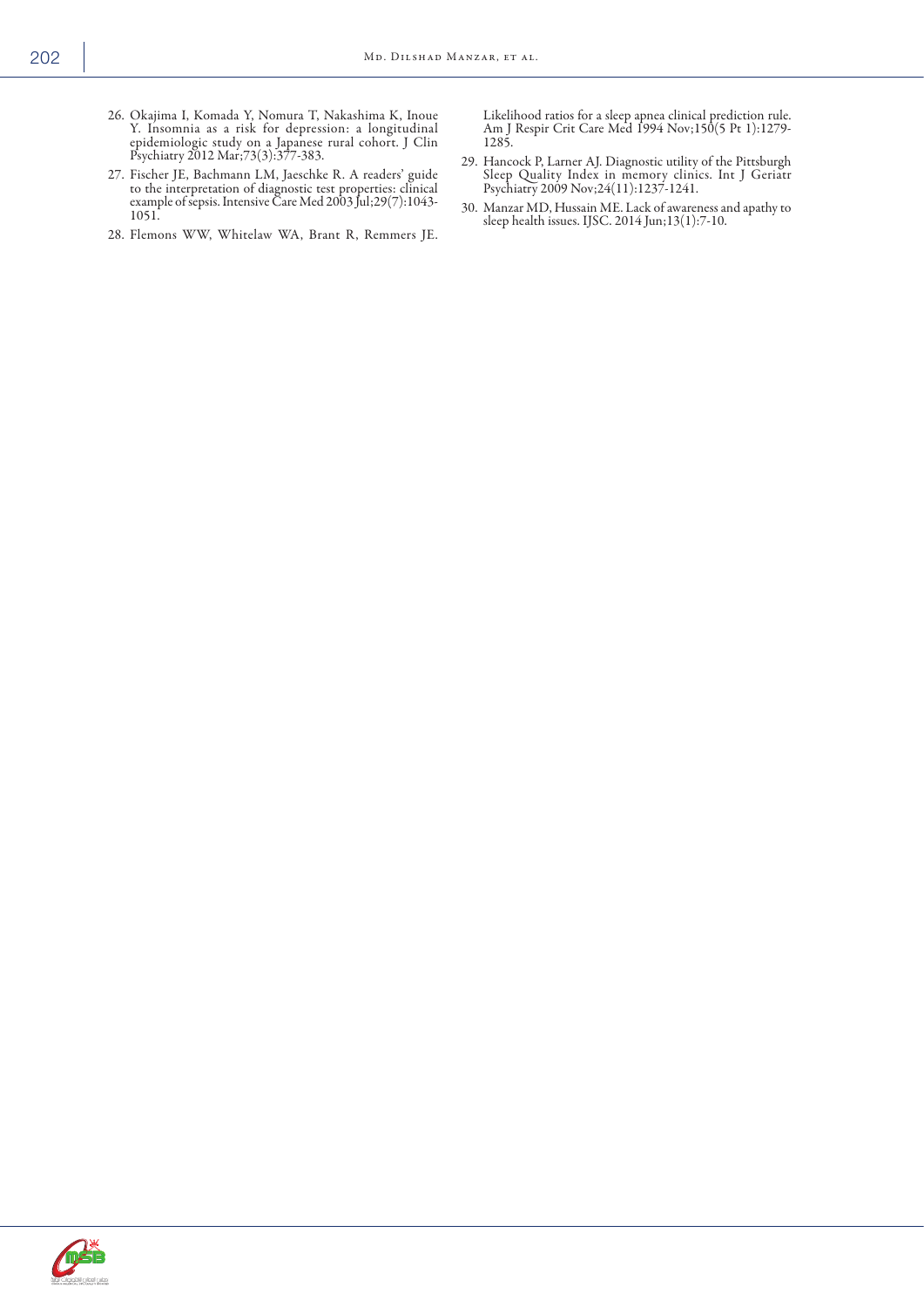26. Okajima I, Komada Y, Nomura T, Nakashima K, Inoue Y. Insomnia as a risk for depression: a longitudinal epidemiologic study on a Japanese rural cohort. J Clin Psychiatry 2012 Mar;73(3):377-383.
27. Fischer JE, Bachmann LM, Jaeschke R. A readers' guide to the interpretation of diagnostic test properties: clinical example of sepsis. Intensive Care Med 2003 Jul;29(7):1043-1051.
28. Flemons WW, Whitelaw WA, Brant R, Remmers JE. Likelihood ratios for a sleep apnea clinical prediction rule. Am J Respir Crit Care Med 1994 Nov;150(5 Pt 1):1279-1285.
29. Hancock P, Larner AJ. Diagnostic utility of the Pittsburgh Sleep Quality Index in memory clinics. Int J Geriatr Psychiatry 2009 Nov;24(11):1237-1241.
30. Manzar MD, Hussain ME. Lack of awareness and apathy to sleep health issues. IJSC. 2014 Jun;13(1):7-10.